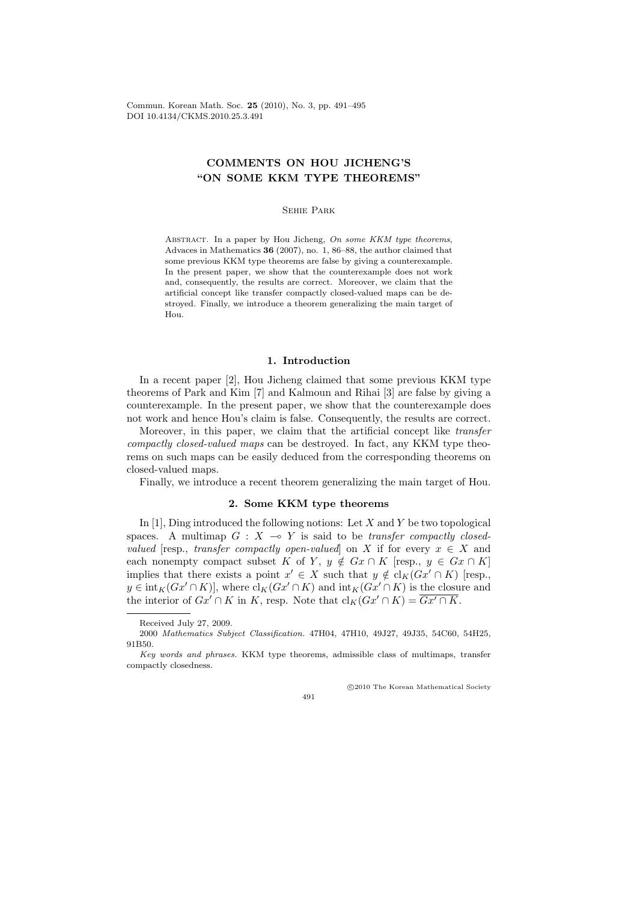# COMMENTS ON HOU JICHENG'S "ON SOME KKM TYPE THEOREMS"

Sehie Park

Abstract. In a paper by Hou Jicheng, *On some KKM type theorems*, Advaces in Mathematics **36** (2007), no. 1, 86–88, the author claimed that some previous KKM type theorems are false by giving a counterexample. In the present paper, we show that the counterexample does not work and, consequently, the results are correct. Moreover, we claim that the artificial concept like transfer compactly closed-valued maps can be destroyed. Finally, we introduce a theorem generalizing the main target of Hou.

## 1. Introduction

In a recent paper [2], Hou Jicheng claimed that some previous KKM type theorems of Park and Kim [7] and Kalmoun and Rihai [3] are false by giving a counterexample. In the present paper, we show that the counterexample does not work and hence Hou's claim is false. Consequently, the results are correct.

Moreover, in this paper, we claim that the artificial concept like *transfer compactly closed-valued maps* can be destroyed. In fact, any KKM type theorems on such maps can be easily deduced from the corresponding theorems on closed-valued maps.

Finally, we introduce a recent theorem generalizing the main target of Hou.

## 2. Some KKM type theorems

In [1], Ding introduced the following notions: Let $X$ and $Y$ be two topological spaces. A multimap $G : X \multimap Y$ is said to be *transfer compactly closed-valued* [resp., *transfer compactly open-valued*] on $X$ if for every $x \in X$ and each nonempty compact subset $K$ of $Y$, $y \notin Gx \cap K$ [resp., $y \in Gx \cap K$] implies that there exists a point $x' \in X$ such that $y \notin \mathrm{cl}_K(Gx' \cap K)$ [resp., $y \in \mathrm{int}_K(Gx' \cap K)$], where $\mathrm{cl}_K(Gx' \cap K)$ and $\mathrm{int}_K(Gx' \cap K)$ is the closure and the interior of $Gx' \cap K$ in $K$, resp. Note that $\mathrm{cl}_K(Gx' \cap K) = \overline{Gx' \cap K}$.

Received July 27, 2009.

2000 *Mathematics Subject Classification.* 47H04, 47H10, 49J27, 49J35, 54C60, 54H25, 91B50.

*Key words and phrases.* KKM type theorems, admissible class of multimaps, transfer compactly closedness.

©2010 The Korean Mathematical Society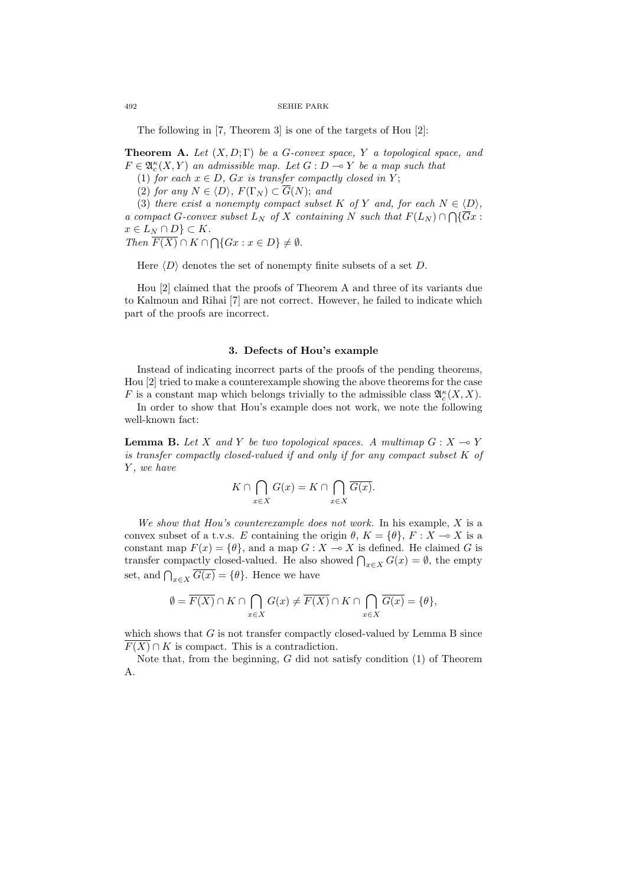The following in [7, Theorem 3] is one of the targets of Hou [2]:

**Theorem A.** *Let $(X, D; \Gamma)$ be a G-convex space, $Y$ a topological space, and $F \in \mathfrak{A}_c^\kappa(X, Y)$ an admissible map. Let $G : D \multimap Y$ be a map such that*

*(1) for each $x \in D$, $Gx$ is transfer compactly closed in $Y$;*

*(2) for any $N \in \langle D \rangle$, $F(\Gamma_N) \subset \overline{G}(N)$; and*

*(3) there exist a nonempty compact subset $K$ of $Y$ and, for each $N \in \langle D \rangle$, a compact G-convex subset $L_N$ of $X$ containing $N$ such that $F(L_N) \cap \bigcap\{\overline{G}x : x \in L_N \cap D\} \subset K$.*

*Then $\overline{F(X)} \cap K \cap \bigcap\{Gx : x \in D\} \neq \emptyset$.*

Here $\langle D \rangle$ denotes the set of nonempty finite subsets of a set $D$.

Hou [2] claimed that the proofs of Theorem A and three of its variants due to Kalmoun and Rihai [7] are not correct. However, he failed to indicate which part of the proofs are incorrect.

## 3. Defects of Hou's example

Instead of indicating incorrect parts of the proofs of the pending theorems, Hou [2] tried to make a counterexample showing the above theorems for the case $F$ is a constant map which belongs trivially to the admissible class $\mathfrak{A}_c^\kappa(X, X)$.

In order to show that Hou's example does not work, we note the following well-known fact:

**Lemma B.** *Let $X$ and $Y$ be two topological spaces. A multimap $G : X \multimap Y$ is transfer compactly closed-valued if and only if for any compact subset $K$ of $Y$, we have*

$$K \cap \bigcap_{x \in X} G(x) = K \cap \bigcap_{x \in X} \overline{G(x)}.$$

*We show that Hou's counterexample does not work.* In his example, $X$ is a convex subset of a t.v.s. $E$ containing the origin $\theta$, $K = \{\theta\}$, $F : X \multimap X$ is a constant map $F(x) = \{\theta\}$, and a map $G : X \multimap X$ is defined. He claimed $G$ is transfer compactly closed-valued. He also showed $\bigcap_{x \in X} G(x) = \emptyset$, the empty set, and $\bigcap_{x \in X} \overline{G(x)} = \{\theta\}$. Hence we have

$$\emptyset = \overline{F(X)} \cap K \cap \bigcap_{x \in X} G(x) \neq \overline{F(X)} \cap K \cap \bigcap_{x \in X} \overline{G(x)} = \{\theta\},$$

which shows that $G$ is not transfer compactly closed-valued by Lemma B since $\overline{F(X)} \cap K$ is compact. This is a contradiction.

Note that, from the beginning, $G$ did not satisfy condition (1) of Theorem A.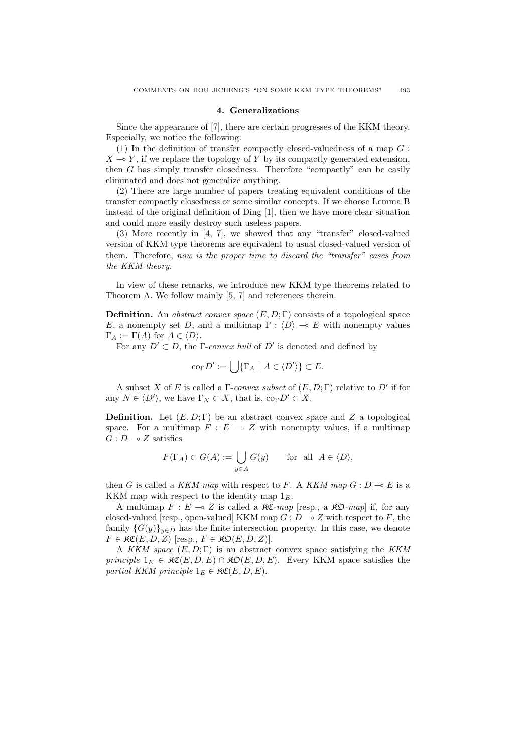## 4. Generalizations

Since the appearance of [7], there are certain progresses of the KKM theory. Especially, we notice the following:

(1) In the definition of transfer compactly closed-valuedness of a map $G : X \multimap Y$, if we replace the topology of $Y$ by its compactly generated extension, then $G$ has simply transfer closedness. Therefore "compactly" can be easily eliminated and does not generalize anything.

(2) There are large number of papers treating equivalent conditions of the transfer compactly closedness or some similar concepts. If we choose Lemma B instead of the original definition of Ding [1], then we have more clear situation and could more easily destroy such useless papers.

(3) More recently in [4, 7], we showed that any "transfer" closed-valued version of KKM type theorems are equivalent to usual closed-valued version of them. Therefore, *now is the proper time to discard the "transfer" cases from the KKM theory.*

In view of these remarks, we introduce new KKM type theorems related to Theorem A. We follow mainly [5, 7] and references therein.

**Definition.** An *abstract convex space* $(E, D; \Gamma)$ consists of a topological space $E$, a nonempty set $D$, and a multimap $\Gamma : \langle D \rangle \multimap E$ with nonempty values $\Gamma_A := \Gamma(A)$ for $A \in \langle D \rangle$.

For any $D' \subset D$, the $\Gamma$-*convex hull* of $D'$ is denoted and defined by

$$\mathrm{co}_\Gamma D' := \bigcup \{\Gamma_A \mid A \in \langle D' \rangle\} \subset E.$$

A subset $X$ of $E$ is called a $\Gamma$-*convex subset* of $(E, D; \Gamma)$ relative to $D'$ if for any $N \in \langle D' \rangle$, we have $\Gamma_N \subset X$, that is, $\mathrm{co}_\Gamma D' \subset X$.

**Definition.** Let $(E, D; \Gamma)$ be an abstract convex space and $Z$ a topological space. For a multimap $F : E \multimap Z$ with nonempty values, if a multimap $G : D \multimap Z$ satisfies

$$F(\Gamma_A) \subset G(A) := \bigcup_{y \in A} G(y) \qquad \text{for all} \quad A \in \langle D \rangle,$$

then $G$ is called a *KKM map* with respect to $F$. A *KKM map* $G : D \multimap E$ is a KKM map with respect to the identity map $1_E$.

A multimap $F : E \multimap Z$ is called a $\mathfrak{KC}$-*map* [resp., a $\mathfrak{KO}$-*map*] if, for any closed-valued [resp., open-valued] KKM map $G : D \multimap Z$ with respect to $F$, the family $\{G(y)\}_{y \in D}$ has the finite intersection property. In this case, we denote $F \in \mathfrak{KC}(E, D, Z)$ [resp., $F \in \mathfrak{KO}(E, D, Z)$].

A *KKM space* $(E, D; \Gamma)$ is an abstract convex space satisfying the *KKM principle* $1_E \in \mathfrak{KC}(E, D, E) \cap \mathfrak{KO}(E, D, E)$. Every KKM space satisfies the *partial KKM principle* $1_E \in \mathfrak{KC}(E, D, E)$.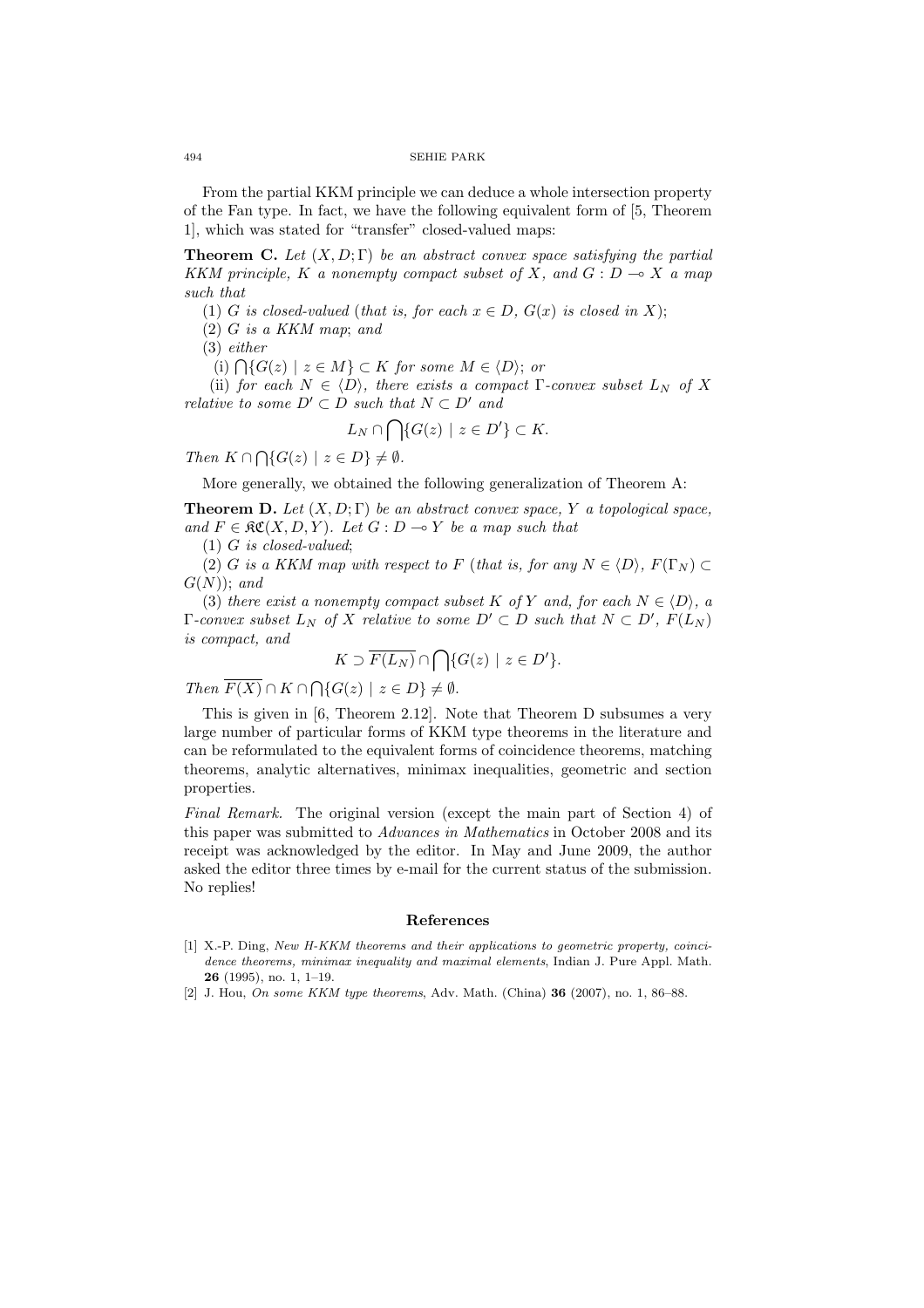From the partial KKM principle we can deduce a whole intersection property of the Fan type. In fact, we have the following equivalent form of [5, Theorem 1], which was stated for "transfer" closed-valued maps:

**Theorem C.** *Let $(X, D; \Gamma)$ be an abstract convex space satisfying the partial KKM principle, $K$ a nonempty compact subset of $X$, and $G : D \multimap X$ a map such that*

(1) *$G$ is closed-valued (that is, for each $x \in D$, $G(x)$ is closed in $X$);*

(2) *$G$ is a KKM map; and*

(3) *either*

(i) *$\bigcap\{G(z) \mid z \in M\} \subset K$ for some $M \in \langle D \rangle$; or*

(ii) *for each $N \in \langle D \rangle$, there exists a compact $\Gamma$-convex subset $L_N$ of $X$ relative to some $D' \subset D$ such that $N \subset D'$ and*

$$L_N \cap \bigcap\{G(z) \mid z \in D'\} \subset K.$$

*Then $K \cap \bigcap\{G(z) \mid z \in D\} \neq \emptyset$.*

More generally, we obtained the following generalization of Theorem A:

**Theorem D.** *Let $(X, D; \Gamma)$ be an abstract convex space, $Y$ a topological space, and $F \in \mathfrak{KC}(X, D, Y)$. Let $G : D \multimap Y$ be a map such that*

(1) *$G$ is closed-valued;*

(2) *$G$ is a KKM map with respect to $F$ (that is, for any $N \in \langle D \rangle$, $F(\Gamma_N) \subset G(N)$); and*

(3) *there exist a nonempty compact subset $K$ of $Y$ and, for each $N \in \langle D \rangle$, a $\Gamma$-convex subset $L_N$ of $X$ relative to some $D' \subset D$ such that $N \subset D'$, $F(L_N)$ is compact, and*

$$K \supset \overline{F(L_N)} \cap \bigcap\{G(z) \mid z \in D'\}.$$

*Then $\overline{F(X)} \cap K \cap \bigcap\{G(z) \mid z \in D\} \neq \emptyset$.*

This is given in [6, Theorem 2.12]. Note that Theorem D subsumes a very large number of particular forms of KKM type theorems in the literature and can be reformulated to the equivalent forms of coincidence theorems, matching theorems, analytic alternatives, minimax inequalities, geometric and section properties.

*Final Remark.* The original version (except the main part of Section 4) of this paper was submitted to *Advances in Mathematics* in October 2008 and its receipt was acknowledged by the editor. In May and June 2009, the author asked the editor three times by e-mail for the current status of the submission. No replies!

## References

[1] X.-P. Ding, *New H-KKM theorems and their applications to geometric property, coincidence theorems, minimax inequality and maximal elements*, Indian J. Pure Appl. Math. **26** (1995), no. 1, 1–19.

[2] J. Hou, *On some KKM type theorems*, Adv. Math. (China) **36** (2007), no. 1, 86–88.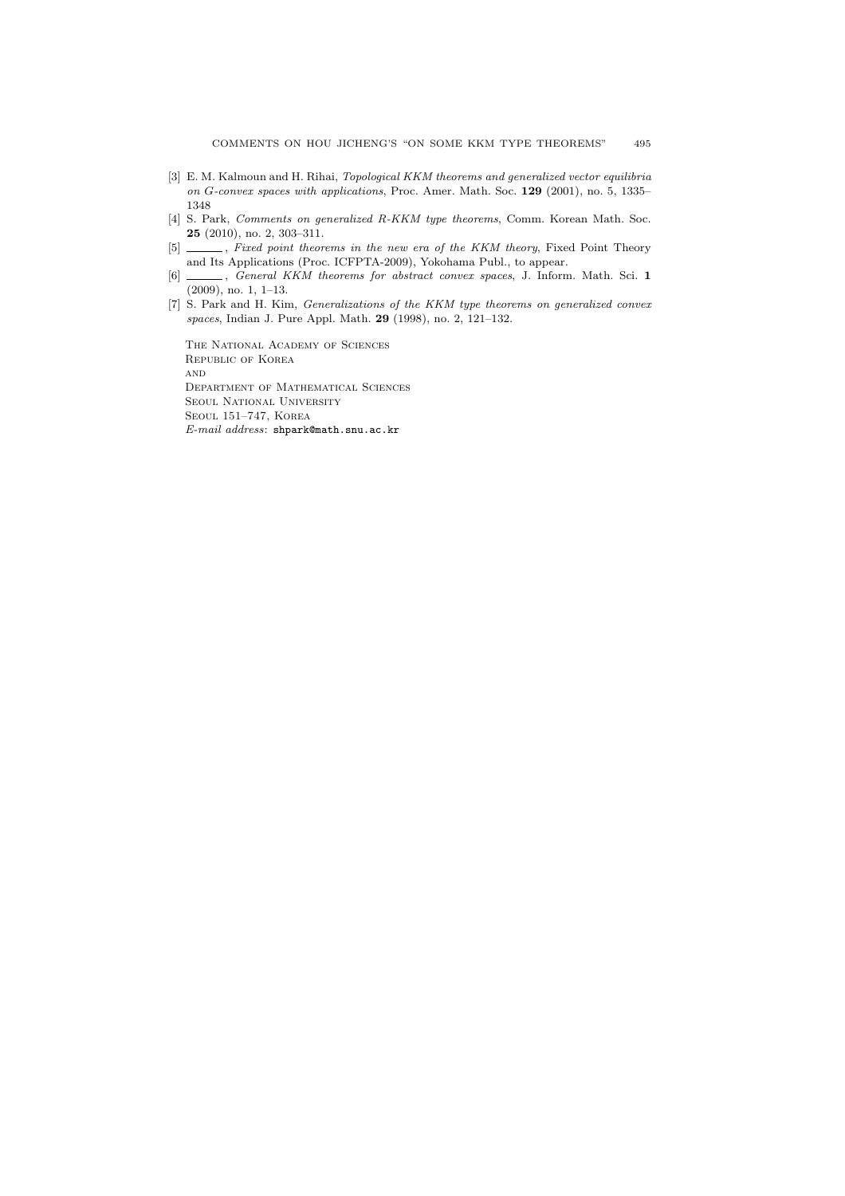[3] E. M. Kalmoun and H. Rihai, *Topological KKM theorems and generalized vector equilibria on G-convex spaces with applications*, Proc. Amer. Math. Soc. **129** (2001), no. 5, 1335–1348

[4] S. Park, *Comments on generalized R-KKM type theorems*, Comm. Korean Math. Soc. **25** (2010), no. 2, 303–311.

[5] ______, *Fixed point theorems in the new era of the KKM theory*, Fixed Point Theory and Its Applications (Proc. ICFPTA-2009), Yokohama Publ., to appear.

[6] ______, *General KKM theorems for abstract convex spaces*, J. Inform. Math. Sci. **1** (2009), no. 1, 1–13.

[7] S. Park and H. Kim, *Generalizations of the KKM type theorems on generalized convex spaces*, Indian J. Pure Appl. Math. **29** (1998), no. 2, 121–132.

The National Academy of Sciences
Republic of Korea
and
Department of Mathematical Sciences
Seoul National University
Seoul 151–747, Korea
*E-mail address*: shpark@math.snu.ac.kr